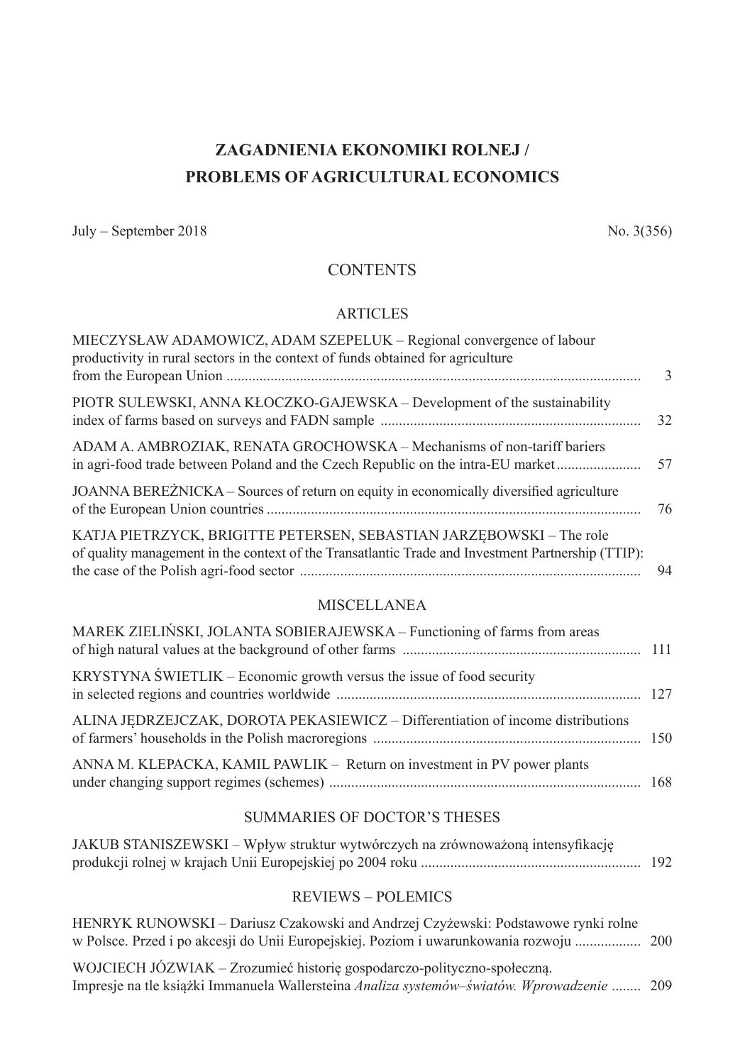# ZAGADNIENIA EKONOMIKI ROLNEJ / PROBLEMS OF AGRICULTURAL ECONOMICS

July – September 2018 No. 3(356)

## CONTENTS

### ARTICLES

MIECZYSŁAW ADAMOWICZ, ADAM SZEPELUK – Regional convergence of labour productivity in rural sectors in the context of funds obtained for agriculture from the European Union ................................................................................................................ 3

PIOTR SULEWSKI, ANNA KŁOCZKO-GAJEWSKA – Development of the sustainability index of farms based on surveys and FADN sample ...................................................................... 32

ADAM A. AMBROZIAK, RENATA GROCHOWSKA – Mechanisms of non-tariff bariers in agri-food trade between Poland and the Czech Republic on the intra-EU market....................... 57

JOANNA BEREŻNICKA – Sources of return on equity in economically diversified agriculture of the European Union countries ..................................................................................................... 76

KATJA PIETRZYCK, BRIGITTE PETERSEN, SEBASTIAN JARZĘBOWSKI – The role of quality management in the context of the Transatlantic Trade and Investment Partnership (TTIP): the case of the Polish agri-food sector ............................................................................................ 94

### MISCELLANEA

MAREK ZIELIŃSKI, JOLANTA SOBIERAJEWSKA – Functioning of farms from areas of high natural values at the background of other farms ................................................................ 111

KRYSTYNA ŚWIETLIK – Economic growth versus the issue of food security in selected regions and countries worldwide .................................................................................. 127

ALINA JĘDRZEJCZAK, DOROTA PEKASIEWICZ – Differentiation of income distributions of farmers' households in the Polish macroregions ........................................................................ 150

ANNA M. KLEPACKA, KAMIL PAWLIK – Return on investment in PV power plants under changing support regimes (schemes) .................................................................................... 168

### SUMMARIES OF DOCTOR'S THESES

JAKUB STANISZEWSKI – Wpływ struktur wytwórczych na zrównoważoną intensyfikację produkcji rolnej w krajach Unii Europejskiej po 2004 roku ........................................................... 192

### REVIEWS – POLEMICS

HENRYK RUNOWSKI – Dariusz Czakowski and Andrzej Czyżewski: Podstawowe rynki rolne w Polsce. Przed i po akcesji do Unii Europejskiej. Poziom i uwarunkowania rozwoju .................. 200

WOJCIECH JÓZWIAK – Zrozumieć historię gospodarczo-polityczno-społeczną. Impresje na tle książki Immanuela Wallersteina *Analiza systemów–światów. Wprowadzenie* ........ 209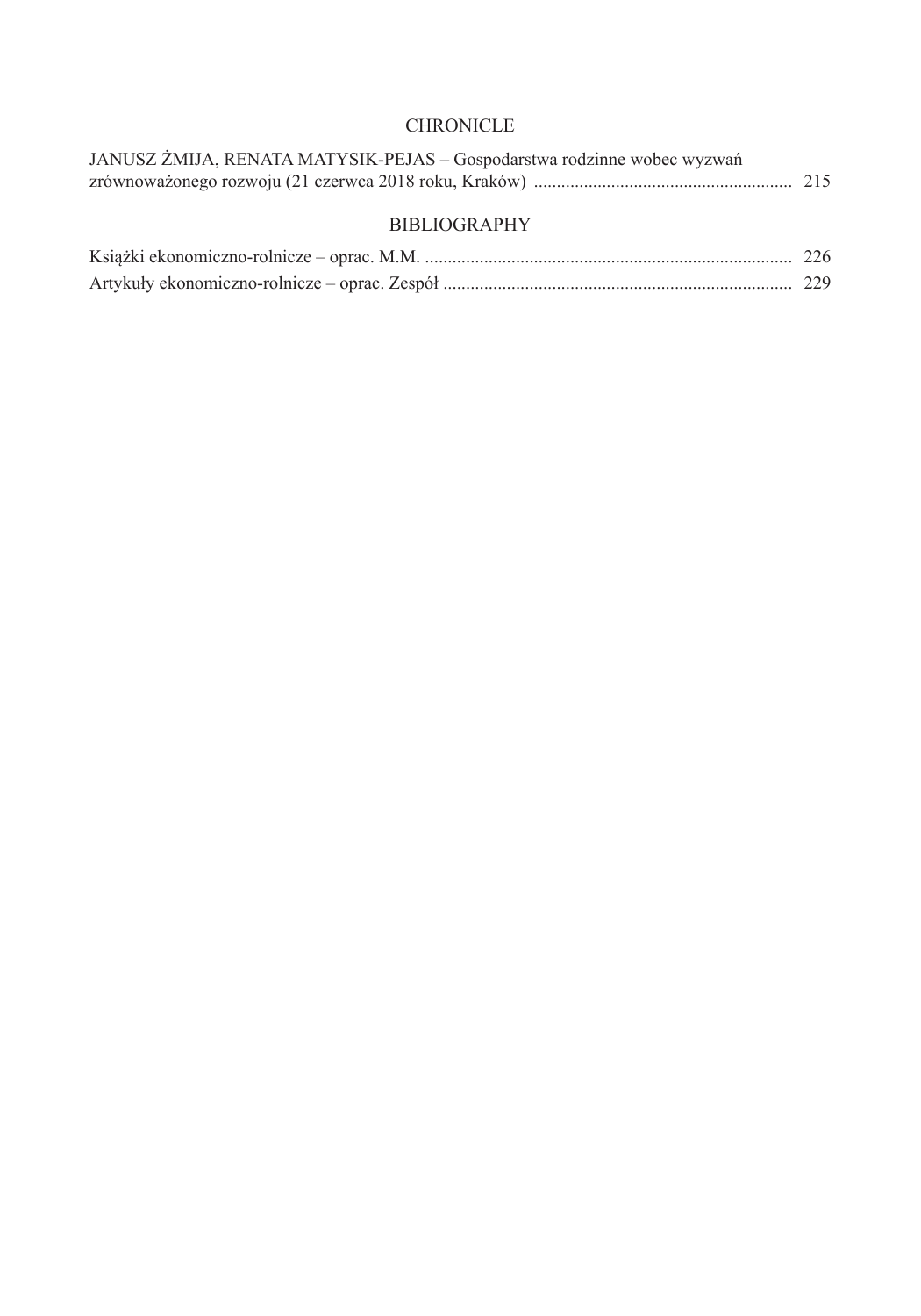## CHRONICLE

JANUSZ ŻMIJA, RENATA MATYSIK-PEJAS – Gospodarstwa rodzinne wobec wyzwań zrównoważonego rozwoju (21 czerwca 2018 roku, Kraków) ........................................................ 215

## BIBLIOGRAPHY

Książki ekonomiczno-rolnicze – oprac. M.M. ................................................................................ 226

Artykuły ekonomiczno-rolnicze – oprac. Zespół ............................................................................ 229